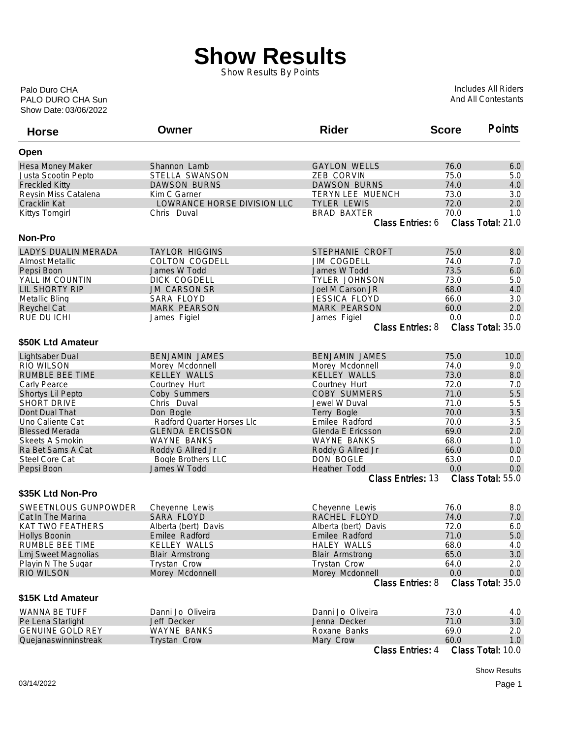# Show Results

Show Results By Points

Palo Duro CHA
PALO DURO CHA Sun
Show Date: 03/06/2022

Includes All Riders
And All Contestants

## Open

| Horse | Owner | Rider | Score | Points |
|---|---|---|---|---|
| Hesa Money Maker | Shannon Lamb | GAYLON WELLS | 76.0 | 6.0 |
| Justa Scootin Pepto | STELLA SWANSON | ZEB CORVIN | 75.0 | 5.0 |
| Freckled Kitty | DAWSON BURNS | DAWSON BURNS | 74.0 | 4.0 |
| Reysin Miss Catalena | Kim C Garner | TERYN LEE MUENCH | 73.0 | 3.0 |
| Cracklin Kat | LOWRANCE HORSE DIVISION LLC | TYLER LEWIS | 72.0 | 2.0 |
| Kittys Tomgirl | Chris Duval | BRAD BAXTER | 70.0 | 1.0 |

Class Entries: 6 Class Total: 21.0

## Non-Pro

| Horse | Owner | Rider | Score | Points |
|---|---|---|---|---|
| LADYS DUALIN MERADA | TAYLOR HIGGINS | STEPHANIE CROFT | 75.0 | 8.0 |
| Almost Metallic | COLTON COGDELL | JIM COGDELL | 74.0 | 7.0 |
| Pepsi Boon | James W Todd | James W Todd | 73.5 | 6.0 |
| YALL IM COUNTIN | DICK COGDELL | TYLER JOHNSON | 73.0 | 5.0 |
| LIL SHORTY RIP | JM CARSON SR | Joel M Carson JR | 68.0 | 4.0 |
| Metallic Bling | SARA FLOYD | JESSICA FLOYD | 66.0 | 3.0 |
| Reychel Cat | MARK PEARSON | MARK PEARSON | 60.0 | 2.0 |
| RUE DU ICHI | James Figiel | James Figiel | 0.0 | 0.0 |

Class Entries: 8 Class Total: 35.0

## $50K Ltd Amateur

| Horse | Owner | Rider | Score | Points |
|---|---|---|---|---|
| Lightsaber Dual | BENJAMIN JAMES | BENJAMIN JAMES | 75.0 | 10.0 |
| RIO WILSON | Morey Mcdonnell | Morey Mcdonnell | 74.0 | 9.0 |
| RUMBLE BEE TIME | KELLEY WALLS | KELLEY WALLS | 73.0 | 8.0 |
| Carly Pearce | Courtney Hurt | Courtney Hurt | 72.0 | 7.0 |
| Shortys Lil Pepto | Coby Summers | COBY SUMMERS | 71.0 | 5.5 |
| SHORT DRIVE | Chris Duval | Jewel W Duval | 71.0 | 5.5 |
| Dont Dual That | Don Bogle | Terry Bogle | 70.0 | 3.5 |
| Uno Caliente Cat | Radford Quarter Horses Llc | Emilee Radford | 70.0 | 3.5 |
| Blessed Merada | GLENDA ERCISSON | Glenda E Ericsson | 69.0 | 2.0 |
| Skeets A Smokin | WAYNE BANKS | WAYNE BANKS | 68.0 | 1.0 |
| Ra Bet Sams A Cat | Roddy G Allred Jr | Roddy G Allred Jr | 66.0 | 0.0 |
| Steel Core Cat | Bogle Brothers LLC | DON BOGLE | 63.0 | 0.0 |
| Pepsi Boon | James W Todd | Heather Todd | 0.0 | 0.0 |

Class Entries: 13 Class Total: 55.0

## $35K Ltd Non-Pro

| Horse | Owner | Rider | Score | Points |
|---|---|---|---|---|
| SWEETNLOUS GUNPOWDER | Cheyenne Lewis | Cheyenne Lewis | 76.0 | 8.0 |
| Cat In The Marina | SARA FLOYD | RACHEL FLOYD | 74.0 | 7.0 |
| KAT TWO FEATHERS | Alberta (bert) Davis | Alberta (bert) Davis | 72.0 | 6.0 |
| Hollys Boonin | Emilee Radford | Emilee Radford | 71.0 | 5.0 |
| RUMBLE BEE TIME | KELLEY WALLS | HALEY WALLS | 68.0 | 4.0 |
| Lmj Sweet Magnolias | Blair Armstrong | Blair Armstrong | 65.0 | 3.0 |
| Playin N The Sugar | Trystan Crow | Trystan Crow | 64.0 | 2.0 |
| RIO WILSON | Morey Mcdonnell | Morey Mcdonnell | 0.0 | 0.0 |

Class Entries: 8 Class Total: 35.0

## $15K Ltd Amateur

| Horse | Owner | Rider | Score | Points |
|---|---|---|---|---|
| WANNA BE TUFF | Danni Jo Oliveira | Danni Jo Oliveira | 73.0 | 4.0 |
| Pe Lena Starlight | Jeff Decker | Jenna Decker | 71.0 | 3.0 |
| GENUINE GOLD REY | WAYNE BANKS | Roxane Banks | 69.0 | 2.0 |
| Quejanaswinninstreak | Trystan Crow | Mary Crow | 60.0 | 1.0 |

Class Entries: 4 Class Total: 10.0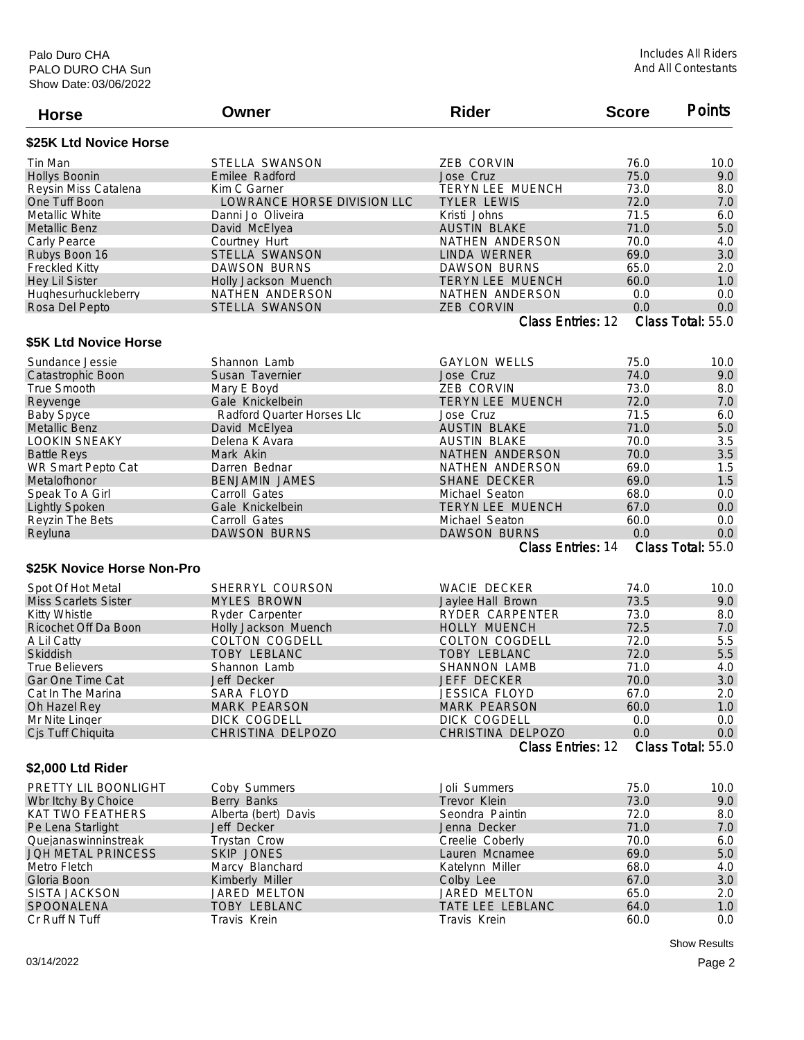Palo Duro CHA
PALO DURO CHA Sun
Show Date: 03/06/2022

Includes All Riders
And All Contestants

| Horse | Owner | Rider | Score | Points |
|---|---|---|---|---|

### $25K Ltd Novice Horse

| Horse | Owner | Rider | Score | Points |
|---|---|---|---|---|
| Tin Man | STELLA SWANSON | ZEB CORVIN | 76.0 | 10.0 |
| Hollys Boonin | Emilee Radford | Jose Cruz | 75.0 | 9.0 |
| Reysin Miss Catalena | Kim C Garner | TERYN LEE MUENCH | 73.0 | 8.0 |
| One Tuff Boon | LOWRANCE HORSE DIVISION LLC | TYLER LEWIS | 72.0 | 7.0 |
| Metallic White | Danni Jo Oliveira | Kristi Johns | 71.5 | 6.0 |
| Metallic Benz | David McElyea | AUSTIN BLAKE | 71.0 | 5.0 |
| Carly Pearce | Courtney Hurt | NATHEN ANDERSON | 70.0 | 4.0 |
| Rubys Boon 16 | STELLA SWANSON | LINDA WERNER | 69.0 | 3.0 |
| Freckled Kitty | DAWSON BURNS | DAWSON BURNS | 65.0 | 2.0 |
| Hey Lil Sister | Holly Jackson Muench | TERYN LEE MUENCH | 60.0 | 1.0 |
| Hughesurhuckleberry | NATHEN ANDERSON | NATHEN ANDERSON | 0.0 | 0.0 |
| Rosa Del Pepto | STELLA SWANSON | ZEB CORVIN | 0.0 | 0.0 |
| | | | Class Entries: 12 | Class Total: 55.0 |

### $5K Ltd Novice Horse

| Horse | Owner | Rider | Score | Points |
|---|---|---|---|---|
| Sundance Jessie | Shannon Lamb | GAYLON WELLS | 75.0 | 10.0 |
| Catastrophic Boon | Susan Tavernier | Jose Cruz | 74.0 | 9.0 |
| True Smooth | Mary E Boyd | ZEB CORVIN | 73.0 | 8.0 |
| Reyvenge | Gale Knickelbein | TERYN LEE MUENCH | 72.0 | 7.0 |
| Baby Spyce | Radford Quarter Horses Llc | Jose Cruz | 71.5 | 6.0 |
| Metallic Benz | David McElyea | AUSTIN BLAKE | 71.0 | 5.0 |
| LOOKIN SNEAKY | Delena K Avara | AUSTIN BLAKE | 70.0 | 3.5 |
| Battle Reys | Mark Akin | NATHEN ANDERSON | 70.0 | 3.5 |
| WR Smart Pepto Cat | Darren Bednar | NATHEN ANDERSON | 69.0 | 1.5 |
| Metalofhonor | BENJAMIN JAMES | SHANE DECKER | 69.0 | 1.5 |
| Speak To A Girl | Carroll Gates | Michael Seaton | 68.0 | 0.0 |
| Lightly Spoken | Gale Knickelbein | TERYN LEE MUENCH | 67.0 | 0.0 |
| Reyzin The Bets | Carroll Gates | Michael Seaton | 60.0 | 0.0 |
| Reyluna | DAWSON BURNS | DAWSON BURNS | 0.0 | 0.0 |
| | | | Class Entries: 14 | Class Total: 55.0 |

### $25K Novice Horse Non-Pro

| Horse | Owner | Rider | Score | Points |
|---|---|---|---|---|
| Spot Of Hot Metal | SHERRYL COURSON | WACIE DECKER | 74.0 | 10.0 |
| Miss Scarlets Sister | MYLES BROWN | Jaylee Hall Brown | 73.5 | 9.0 |
| Kitty Whistle | Ryder Carpenter | RYDER CARPENTER | 73.0 | 8.0 |
| Ricochet Off Da Boon | Holly Jackson Muench | HOLLY MUENCH | 72.5 | 7.0 |
| A Lil Catty | COLTON COGDELL | COLTON COGDELL | 72.0 | 5.5 |
| Skiddish | TOBY LEBLANC | TOBY LEBLANC | 72.0 | 5.5 |
| True Believers | Shannon Lamb | SHANNON LAMB | 71.0 | 4.0 |
| Gar One Time Cat | Jeff Decker | JEFF DECKER | 70.0 | 3.0 |
| Cat In The Marina | SARA FLOYD | JESSICA FLOYD | 67.0 | 2.0 |
| Oh Hazel Rey | MARK PEARSON | MARK PEARSON | 60.0 | 1.0 |
| Mr Nite Linger | DICK COGDELL | DICK COGDELL | 0.0 | 0.0 |
| Cjs Tuff Chiquita | CHRISTINA DELPOZO | CHRISTINA DELPOZO | 0.0 | 0.0 |
| | | | Class Entries: 12 | Class Total: 55.0 |

### $2,000 Ltd Rider

| Horse | Owner | Rider | Score | Points |
|---|---|---|---|---|
| PRETTY LIL BOONLIGHT | Coby Summers | Joli Summers | 75.0 | 10.0 |
| Wbr Itchy By Choice | Berry Banks | Trevor Klein | 73.0 | 9.0 |
| KAT TWO FEATHERS | Alberta (bert) Davis | Seondra Paintin | 72.0 | 8.0 |
| Pe Lena Starlight | Jeff Decker | Jenna Decker | 71.0 | 7.0 |
| Quejanaswinninstreak | Trystan Crow | Creelie Coberly | 70.0 | 6.0 |
| JQH METAL PRINCESS | SKIP JONES | Lauren Mcnamee | 69.0 | 5.0 |
| Metro Fletch | Marcy Blanchard | Katelynn Miller | 68.0 | 4.0 |
| Gloria Boon | Kimberly Miller | Colby Lee | 67.0 | 3.0 |
| SISTA JACKSON | JARED MELTON | JARED MELTON | 65.0 | 2.0 |
| SPOONALENA | TOBY LEBLANC | TATE LEE LEBLANC | 64.0 | 1.0 |
| Cr Ruff N Tuff | Travis Krein | Travis Krein | 60.0 | 0.0 |

Show Results

03/14/2022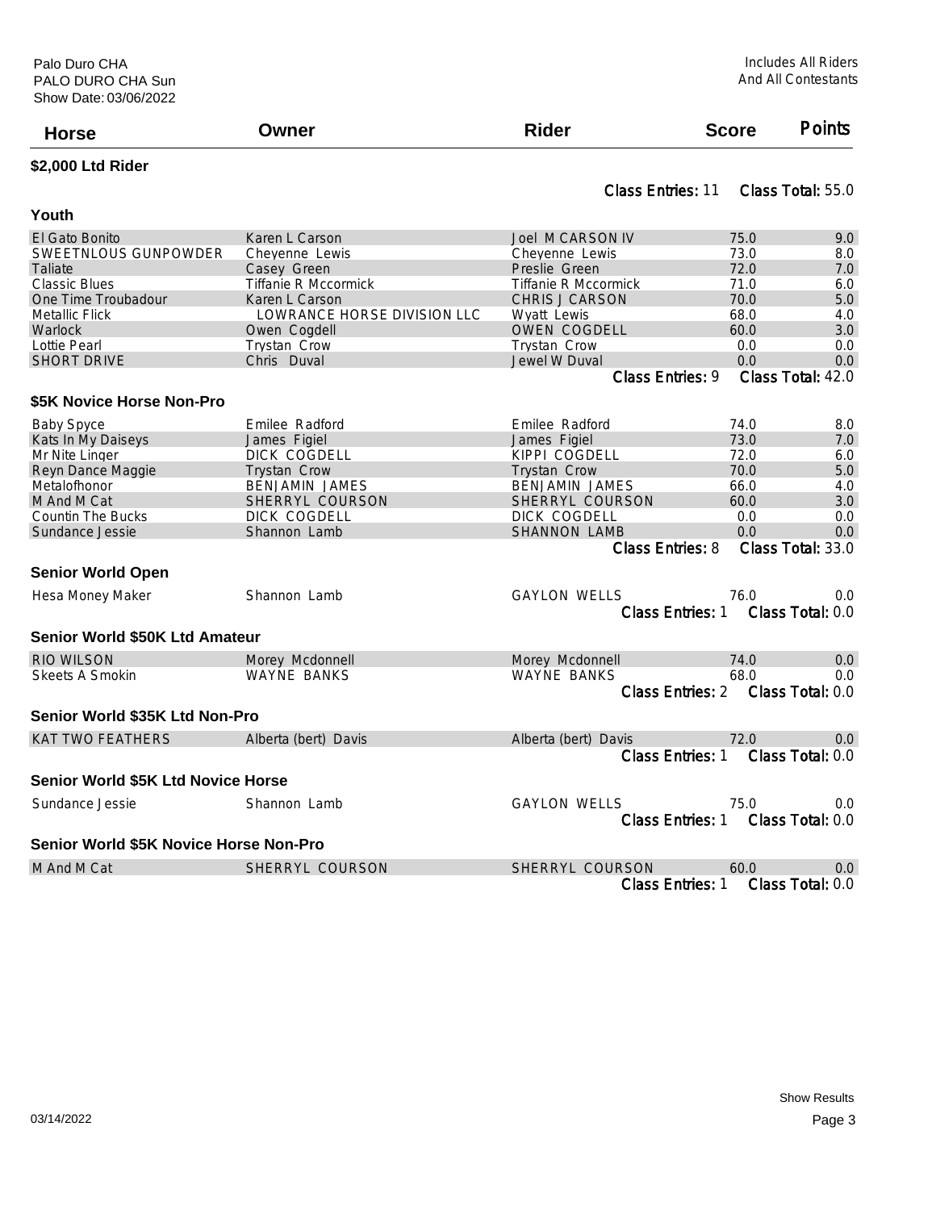Palo Duro CHA
PALO DURO CHA Sun
Show Date: 03/06/2022

Includes All Riders
And All Contestants

| Horse | Owner | Rider | Score | Points |
|---|---|---|---|---|

**$2,000 Ltd Rider**

Class Entries: 11 Class Total: 55.0

**Youth**

| Horse | Owner | Rider | Score | Points |
|---|---|---|---|---|
| El Gato Bonito | Karen L Carson | Joel M CARSON IV | 75.0 | 9.0 |
| SWEETNLOUS GUNPOWDER | Cheyenne Lewis | Cheyenne Lewis | 73.0 | 8.0 |
| Taliate | Casey Green | Preslie Green | 72.0 | 7.0 |
| Classic Blues | Tiffanie R Mccormick | Tiffanie R Mccormick | 71.0 | 6.0 |
| One Time Troubadour | Karen L Carson | CHRIS J CARSON | 70.0 | 5.0 |
| Metallic Flick | LOWRANCE HORSE DIVISION LLC | Wyatt Lewis | 68.0 | 4.0 |
| Warlock | Owen Cogdell | OWEN COGDELL | 60.0 | 3.0 |
| Lottie Pearl | Trystan Crow | Trystan Crow | 0.0 | 0.0 |
| SHORT DRIVE | Chris Duval | Jewel W Duval | 0.0 | 0.0 |

Class Entries: 9 Class Total: 42.0

**$5K Novice Horse Non-Pro**

| Horse | Owner | Rider | Score | Points |
|---|---|---|---|---|
| Baby Spyce | Emilee Radford | Emilee Radford | 74.0 | 8.0 |
| Kats In My Daiseys | James Figiel | James Figiel | 73.0 | 7.0 |
| Mr Nite Linger | DICK COGDELL | KIPPI COGDELL | 72.0 | 6.0 |
| Reyn Dance Maggie | Trystan Crow | Trystan Crow | 70.0 | 5.0 |
| Metalofhonor | BENJAMIN JAMES | BENJAMIN JAMES | 66.0 | 4.0 |
| M And M Cat | SHERRYL COURSON | SHERRYL COURSON | 60.0 | 3.0 |
| Countin The Bucks | DICK COGDELL | DICK COGDELL | 0.0 | 0.0 |
| Sundance Jessie | Shannon Lamb | SHANNON LAMB | 0.0 | 0.0 |

Class Entries: 8 Class Total: 33.0

**Senior World Open**

| Horse | Owner | Rider | Score | Points |
|---|---|---|---|---|
| Hesa Money Maker | Shannon Lamb | GAYLON WELLS | 76.0 | 0.0 |

Class Entries: 1 Class Total: 0.0

**Senior World $50K Ltd Amateur**

| Horse | Owner | Rider | Score | Points |
|---|---|---|---|---|
| RIO WILSON | Morey Mcdonnell | Morey Mcdonnell | 74.0 | 0.0 |
| Skeets A Smokin | WAYNE BANKS | WAYNE BANKS | 68.0 | 0.0 |

Class Entries: 2 Class Total: 0.0

**Senior World $35K Ltd Non-Pro**

| Horse | Owner | Rider | Score | Points |
|---|---|---|---|---|
| KAT TWO FEATHERS | Alberta (bert) Davis | Alberta (bert) Davis | 72.0 | 0.0 |

Class Entries: 1 Class Total: 0.0

**Senior World $5K Ltd Novice Horse**

| Horse | Owner | Rider | Score | Points |
|---|---|---|---|---|
| Sundance Jessie | Shannon Lamb | GAYLON WELLS | 75.0 | 0.0 |

Class Entries: 1 Class Total: 0.0

**Senior World $5K Novice Horse Non-Pro**

| Horse | Owner | Rider | Score | Points |
|---|---|---|---|---|
| M And M Cat | SHERRYL COURSON | SHERRYL COURSON | 60.0 | 0.0 |

Class Entries: 1 Class Total: 0.0